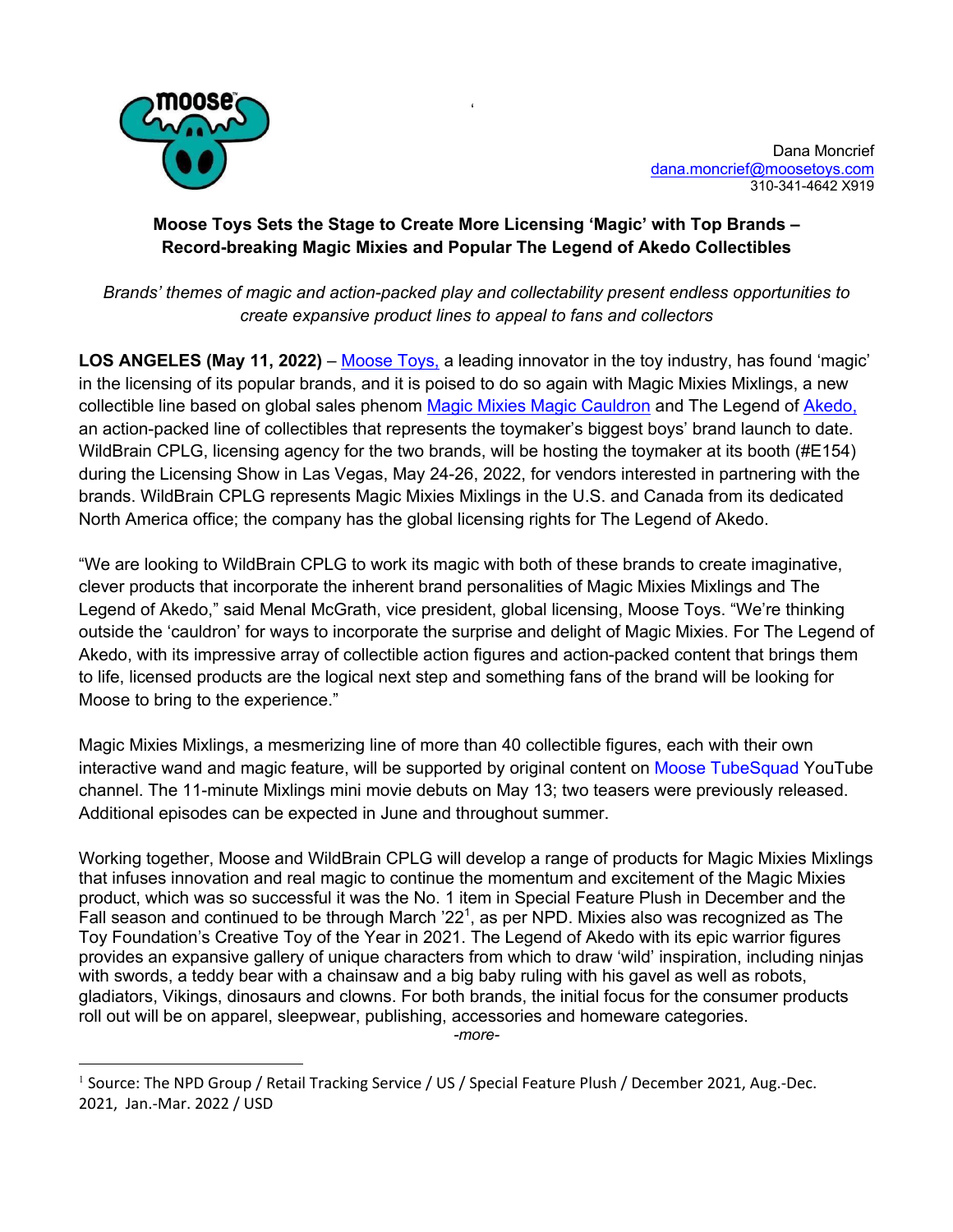Dana Moncrief
dana.moncrief@moosetoys.com
310-341-4642 X919

**Moose Toys Sets the Stage to Create More Licensing 'Magic' with Top Brands – Record-breaking Magic Mixies and Popular The Legend of Akedo Collectibles**

*Brands' themes of magic and action-packed play and collectability present endless opportunities to create expansive product lines to appeal to fans and collectors*

**LOS ANGELES (May 11, 2022)** – Moose Toys, a leading innovator in the toy industry, has found 'magic' in the licensing of its popular brands, and it is poised to do so again with Magic Mixies Mixlings, a new collectible line based on global sales phenom Magic Mixies Magic Cauldron and The Legend of Akedo, an action-packed line of collectibles that represents the toymaker's biggest boys' brand launch to date. WildBrain CPLG, licensing agency for the two brands, will be hosting the toymaker at its booth (#E154) during the Licensing Show in Las Vegas, May 24-26, 2022, for vendors interested in partnering with the brands. WildBrain CPLG represents Magic Mixies Mixlings in the U.S. and Canada from its dedicated North America office; the company has the global licensing rights for The Legend of Akedo.

"We are looking to WildBrain CPLG to work its magic with both of these brands to create imaginative, clever products that incorporate the inherent brand personalities of Magic Mixies Mixlings and The Legend of Akedo," said Menal McGrath, vice president, global licensing, Moose Toys. "We're thinking outside the 'cauldron' for ways to incorporate the surprise and delight of Magic Mixies. For The Legend of Akedo, with its impressive array of collectible action figures and action-packed content that brings them to life, licensed products are the logical next step and something fans of the brand will be looking for Moose to bring to the experience."

Magic Mixies Mixlings, a mesmerizing line of more than 40 collectible figures, each with their own interactive wand and magic feature, will be supported by original content on Moose TubeSquad YouTube channel. The 11-minute Mixlings mini movie debuts on May 13; two teasers were previously released. Additional episodes can be expected in June and throughout summer.

Working together, Moose and WildBrain CPLG will develop a range of products for Magic Mixies Mixlings that infuses innovation and real magic to continue the momentum and excitement of the Magic Mixies product, which was so successful it was the No. 1 item in Special Feature Plush in December and the Fall season and continued to be through March '22[1], as per NPD. Mixies also was recognized as The Toy Foundation's Creative Toy of the Year in 2021. The Legend of Akedo with its epic warrior figures provides an expansive gallery of unique characters from which to draw 'wild' inspiration, including ninjas with swords, a teddy bear with a chainsaw and a big baby ruling with his gavel as well as robots, gladiators, Vikings, dinosaurs and clowns. For both brands, the initial focus for the consumer products roll out will be on apparel, sleepwear, publishing, accessories and homeware categories.

-more-

[1] Source: The NPD Group / Retail Tracking Service / US / Special Feature Plush / December 2021, Aug.-Dec. 2021, Jan.-Mar. 2022 / USD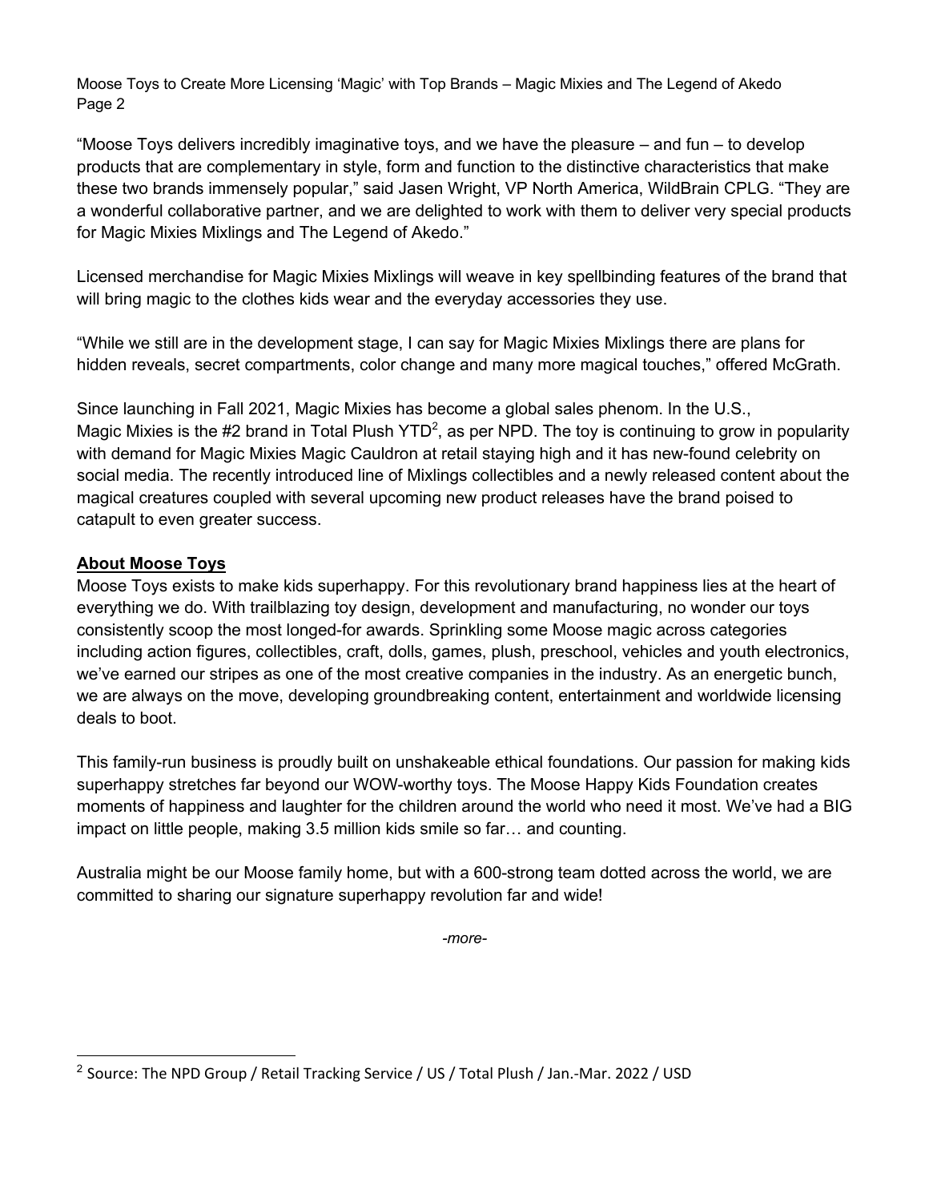"Moose Toys delivers incredibly imaginative toys, and we have the pleasure – and fun – to develop products that are complementary in style, form and function to the distinctive characteristics that make these two brands immensely popular," said Jasen Wright, VP North America, WildBrain CPLG. "They are a wonderful collaborative partner, and we are delighted to work with them to deliver very special products for Magic Mixies Mixlings and The Legend of Akedo."

Licensed merchandise for Magic Mixies Mixlings will weave in key spellbinding features of the brand that will bring magic to the clothes kids wear and the everyday accessories they use.

"While we still are in the development stage, I can say for Magic Mixies Mixlings there are plans for hidden reveals, secret compartments, color change and many more magical touches," offered McGrath.

Since launching in Fall 2021, Magic Mixies has become a global sales phenom. In the U.S., Magic Mixies is the #2 brand in Total Plush YTD[2], as per NPD. The toy is continuing to grow in popularity with demand for Magic Mixies Magic Cauldron at retail staying high and it has new-found celebrity on social media. The recently introduced line of Mixlings collectibles and a newly released content about the magical creatures coupled with several upcoming new product releases have the brand poised to catapult to even greater success.

**About Moose Toys**

Moose Toys exists to make kids superhappy. For this revolutionary brand happiness lies at the heart of everything we do. With trailblazing toy design, development and manufacturing, no wonder our toys consistently scoop the most longed-for awards. Sprinkling some Moose magic across categories including action figures, collectibles, craft, dolls, games, plush, preschool, vehicles and youth electronics, we've earned our stripes as one of the most creative companies in the industry. As an energetic bunch, we are always on the move, developing groundbreaking content, entertainment and worldwide licensing deals to boot.

This family-run business is proudly built on unshakeable ethical foundations. Our passion for making kids superhappy stretches far beyond our WOW-worthy toys. The Moose Happy Kids Foundation creates moments of happiness and laughter for the children around the world who need it most. We've had a BIG impact on little people, making 3.5 million kids smile so far… and counting.

Australia might be our Moose family home, but with a 600-strong team dotted across the world, we are committed to sharing our signature superhappy revolution far and wide!

*-more-*

[2] Source: The NPD Group / Retail Tracking Service / US / Total Plush / Jan.-Mar. 2022 / USD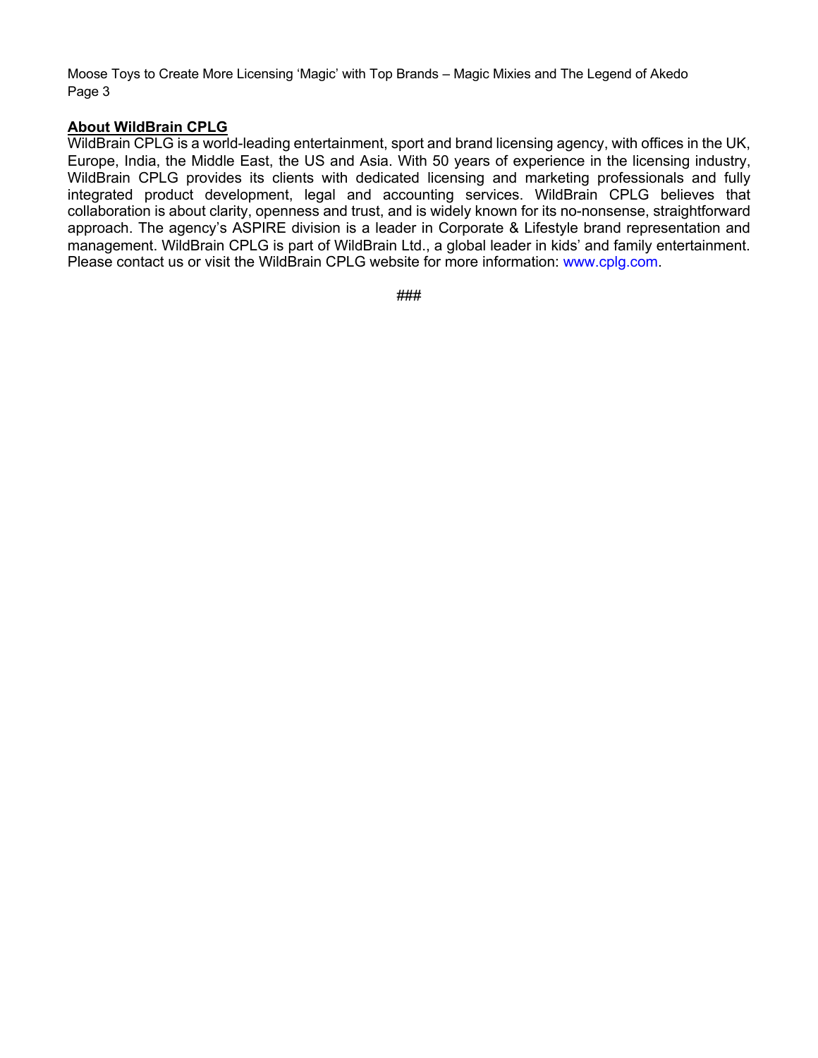## About WildBrain CPLG

WildBrain CPLG is a world-leading entertainment, sport and brand licensing agency, with offices in the UK, Europe, India, the Middle East, the US and Asia. With 50 years of experience in the licensing industry, WildBrain CPLG provides its clients with dedicated licensing and marketing professionals and fully integrated product development, legal and accounting services. WildBrain CPLG believes that collaboration is about clarity, openness and trust, and is widely known for its no-nonsense, straightforward approach. The agency's ASPIRE division is a leader in Corporate & Lifestyle brand representation and management. WildBrain CPLG is part of WildBrain Ltd., a global leader in kids' and family entertainment. Please contact us or visit the WildBrain CPLG website for more information: www.cplg.com.

###